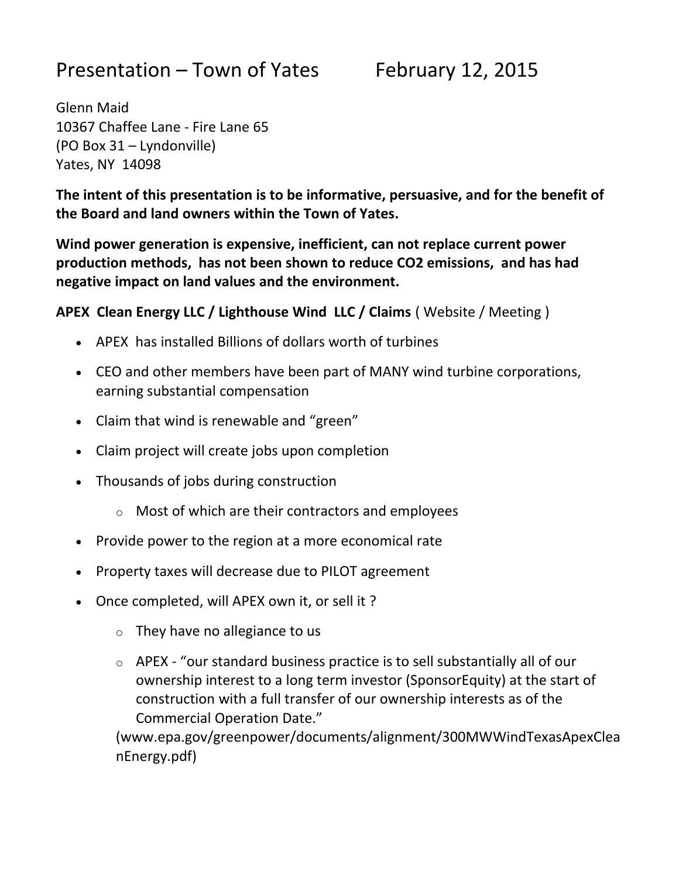# Presentation – Town of Yates February 12, 2015

Glenn Maid
10367 Chaffee Lane - Fire Lane 65
(PO Box 31 – Lyndonville)
Yates, NY 14098

**The intent of this presentation is to be informative, persuasive, and for the benefit of the Board and land owners within the Town of Yates.**

**Wind power generation is expensive, inefficient, can not replace current power production methods, has not been shown to reduce CO2 emissions, and has had negative impact on land values and the environment.**

**APEX Clean Energy LLC / Lighthouse Wind LLC / Claims** ( Website / Meeting )

- APEX has installed Billions of dollars worth of turbines
- CEO and other members have been part of MANY wind turbine corporations, earning substantial compensation
- Claim that wind is renewable and "green"
- Claim project will create jobs upon completion
- Thousands of jobs during construction
  - Most of which are their contractors and employees
- Provide power to the region at a more economical rate
- Property taxes will decrease due to PILOT agreement
- Once completed, will APEX own it, or sell it ?
  - They have no allegiance to us
  - APEX - "our standard business practice is to sell substantially all of our ownership interest to a long term investor (SponsorEquity) at the start of construction with a full transfer of our ownership interests as of the Commercial Operation Date."

  (www.epa.gov/greenpower/documents/alignment/300MWWindTexasApexCleanEnergy.pdf)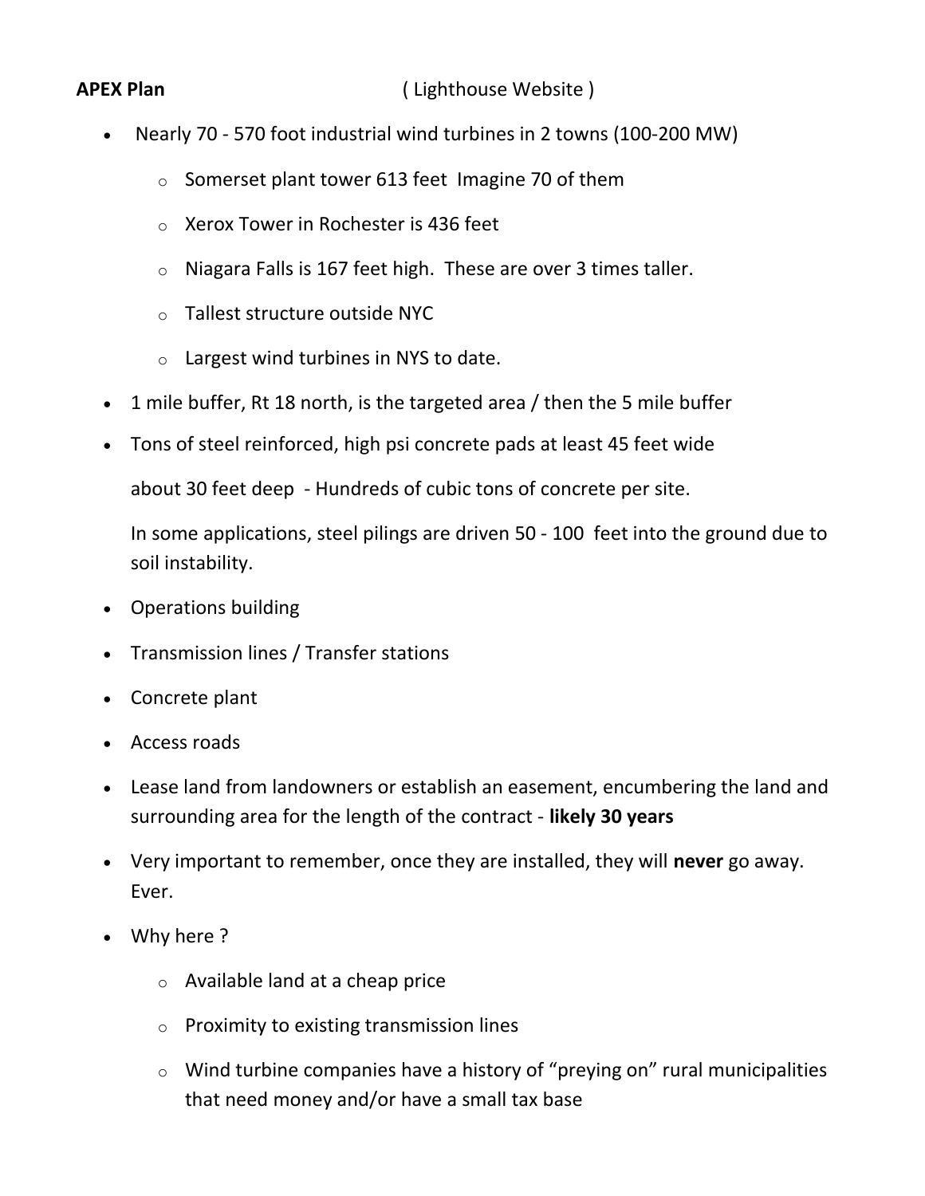**APEX Plan** ( Lighthouse Website )

- Nearly 70 - 570 foot industrial wind turbines in 2 towns (100-200 MW)
  - Somerset plant tower 613 feet Imagine 70 of them
  - Xerox Tower in Rochester is 436 feet
  - Niagara Falls is 167 feet high. These are over 3 times taller.
  - Tallest structure outside NYC
  - Largest wind turbines in NYS to date.
- 1 mile buffer, Rt 18 north, is the targeted area / then the 5 mile buffer
- Tons of steel reinforced, high psi concrete pads at least 45 feet wide

  about 30 feet deep - Hundreds of cubic tons of concrete per site.

  In some applications, steel pilings are driven 50 - 100 feet into the ground due to soil instability.
- Operations building
- Transmission lines / Transfer stations
- Concrete plant
- Access roads
- Lease land from landowners or establish an easement, encumbering the land and surrounding area for the length of the contract - **likely 30 years**
- Very important to remember, once they are installed, they will **never** go away. Ever.
- Why here ?
  - Available land at a cheap price
  - Proximity to existing transmission lines
  - Wind turbine companies have a history of "preying on" rural municipalities that need money and/or have a small tax base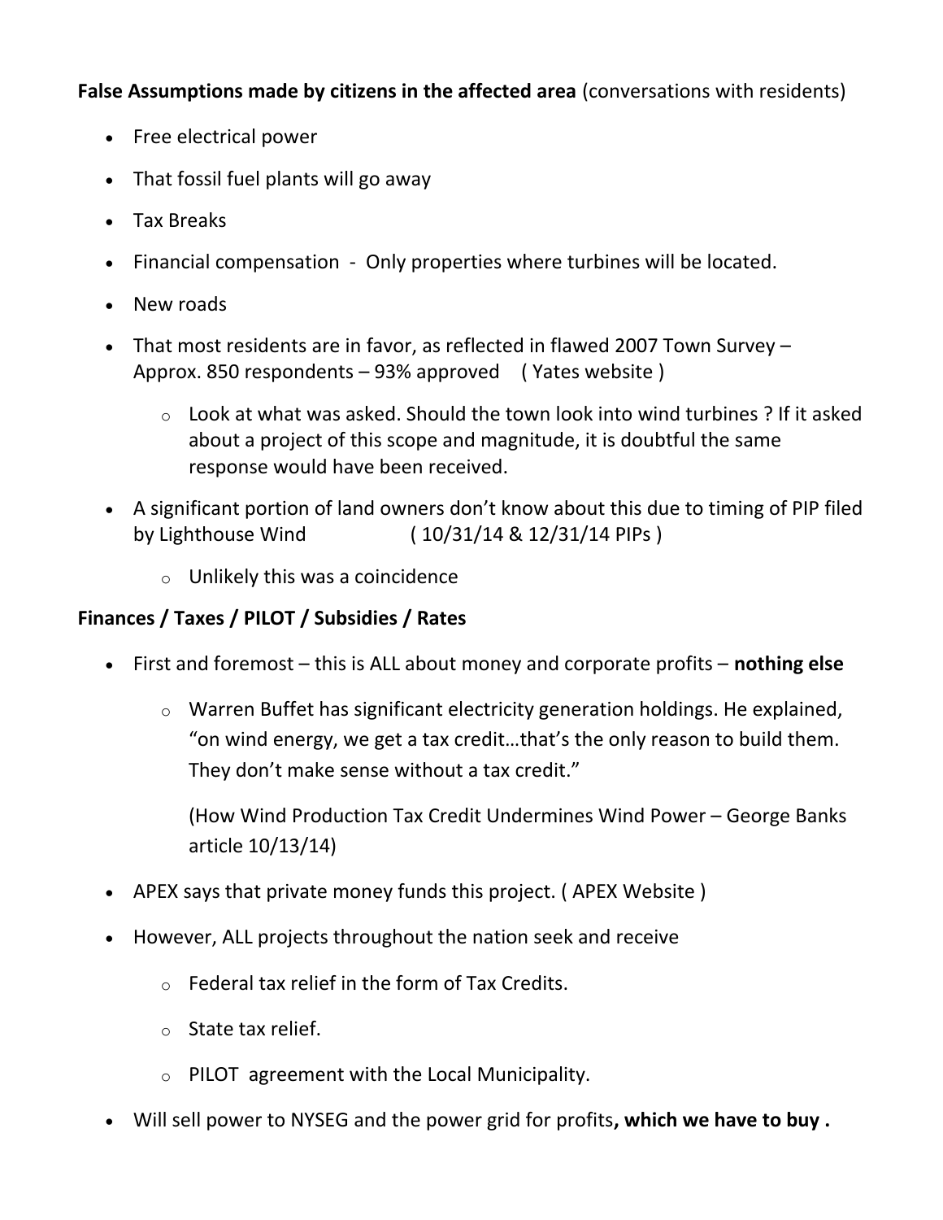**False Assumptions made by citizens in the affected area** (conversations with residents)

- Free electrical power
- That fossil fuel plants will go away
- Tax Breaks
- Financial compensation - Only properties where turbines will be located.
- New roads
- That most residents are in favor, as reflected in flawed 2007 Town Survey – Approx. 850 respondents – 93% approved ( Yates website )
  - Look at what was asked. Should the town look into wind turbines ? If it asked about a project of this scope and magnitude, it is doubtful the same response would have been received.
- A significant portion of land owners don't know about this due to timing of PIP filed by Lighthouse Wind ( 10/31/14 & 12/31/14 PIPs )
  - Unlikely this was a coincidence

**Finances / Taxes / PILOT / Subsidies / Rates**

- First and foremost – this is ALL about money and corporate profits – **nothing else**
  - Warren Buffet has significant electricity generation holdings. He explained, "on wind energy, we get a tax credit…that's the only reason to build them. They don't make sense without a tax credit."

    (How Wind Production Tax Credit Undermines Wind Power – George Banks article 10/13/14)
- APEX says that private money funds this project. ( APEX Website )
- However, ALL projects throughout the nation seek and receive
  - Federal tax relief in the form of Tax Credits.
  - State tax relief.
  - PILOT agreement with the Local Municipality.
- Will sell power to NYSEG and the power grid for profits**, which we have to buy .**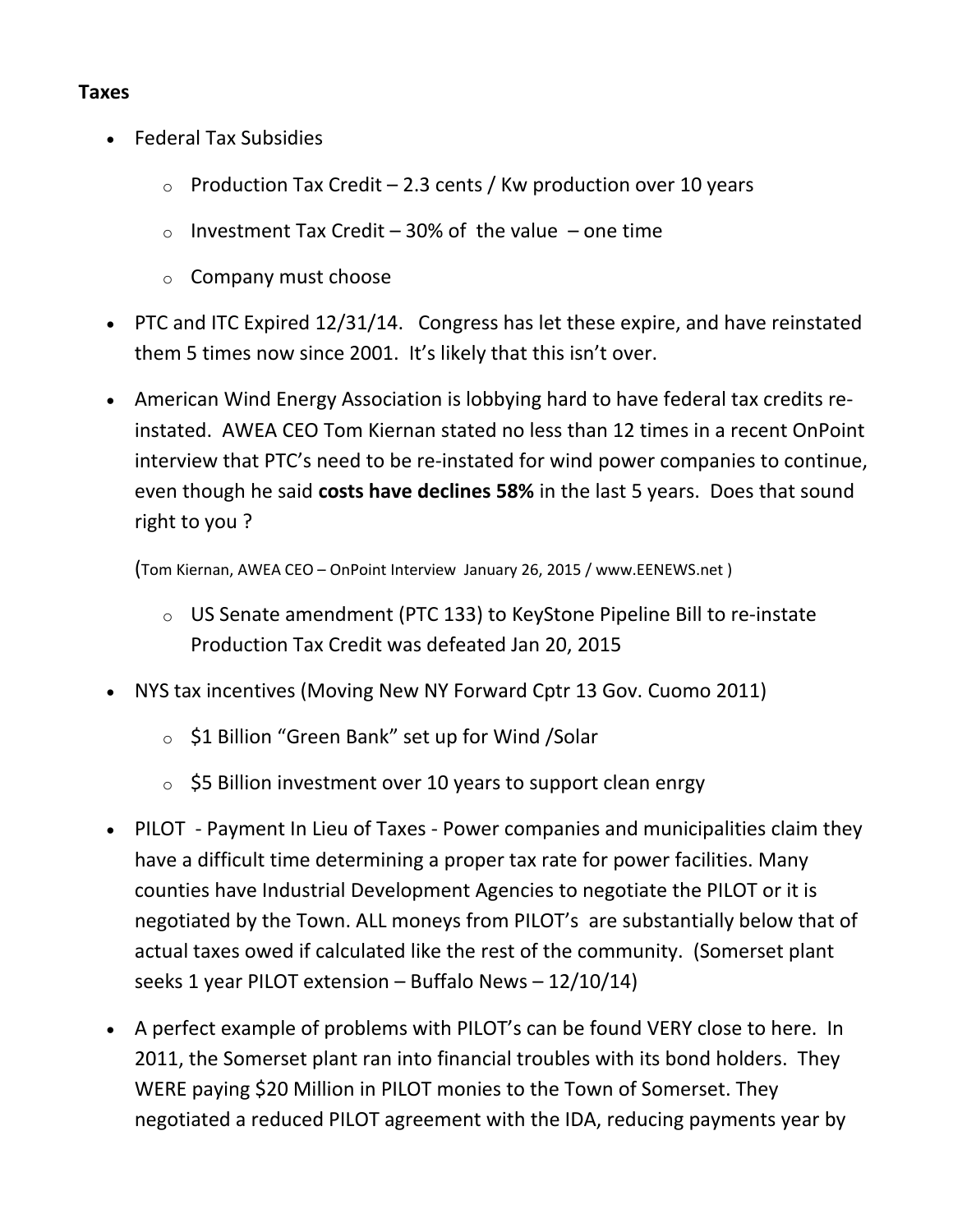**Taxes**

- Federal Tax Subsidies
  - Production Tax Credit – 2.3 cents / Kw production over 10 years
  - Investment Tax Credit – 30% of the value – one time
  - Company must choose
- PTC and ITC Expired 12/31/14. Congress has let these expire, and have reinstated them 5 times now since 2001. It's likely that this isn't over.
- American Wind Energy Association is lobbying hard to have federal tax credits re-instated. AWEA CEO Tom Kiernan stated no less than 12 times in a recent OnPoint interview that PTC's need to be re-instated for wind power companies to continue, even though he said **costs have declines 58%** in the last 5 years. Does that sound right to you ?

  (Tom Kiernan, AWEA CEO – OnPoint Interview January 26, 2015 / www.EENEWS.net )

  - US Senate amendment (PTC 133) to KeyStone Pipeline Bill to re-instate Production Tax Credit was defeated Jan 20, 2015
- NYS tax incentives (Moving New NY Forward Cptr 13 Gov. Cuomo 2011)
  - $1 Billion "Green Bank" set up for Wind /Solar
  - $5 Billion investment over 10 years to support clean enrgy
- PILOT - Payment In Lieu of Taxes - Power companies and municipalities claim they have a difficult time determining a proper tax rate for power facilities. Many counties have Industrial Development Agencies to negotiate the PILOT or it is negotiated by the Town. ALL moneys from PILOT's are substantially below that of actual taxes owed if calculated like the rest of the community. (Somerset plant seeks 1 year PILOT extension – Buffalo News – 12/10/14)
- A perfect example of problems with PILOT's can be found VERY close to here. In 2011, the Somerset plant ran into financial troubles with its bond holders. They WERE paying $20 Million in PILOT monies to the Town of Somerset. They negotiated a reduced PILOT agreement with the IDA, reducing payments year by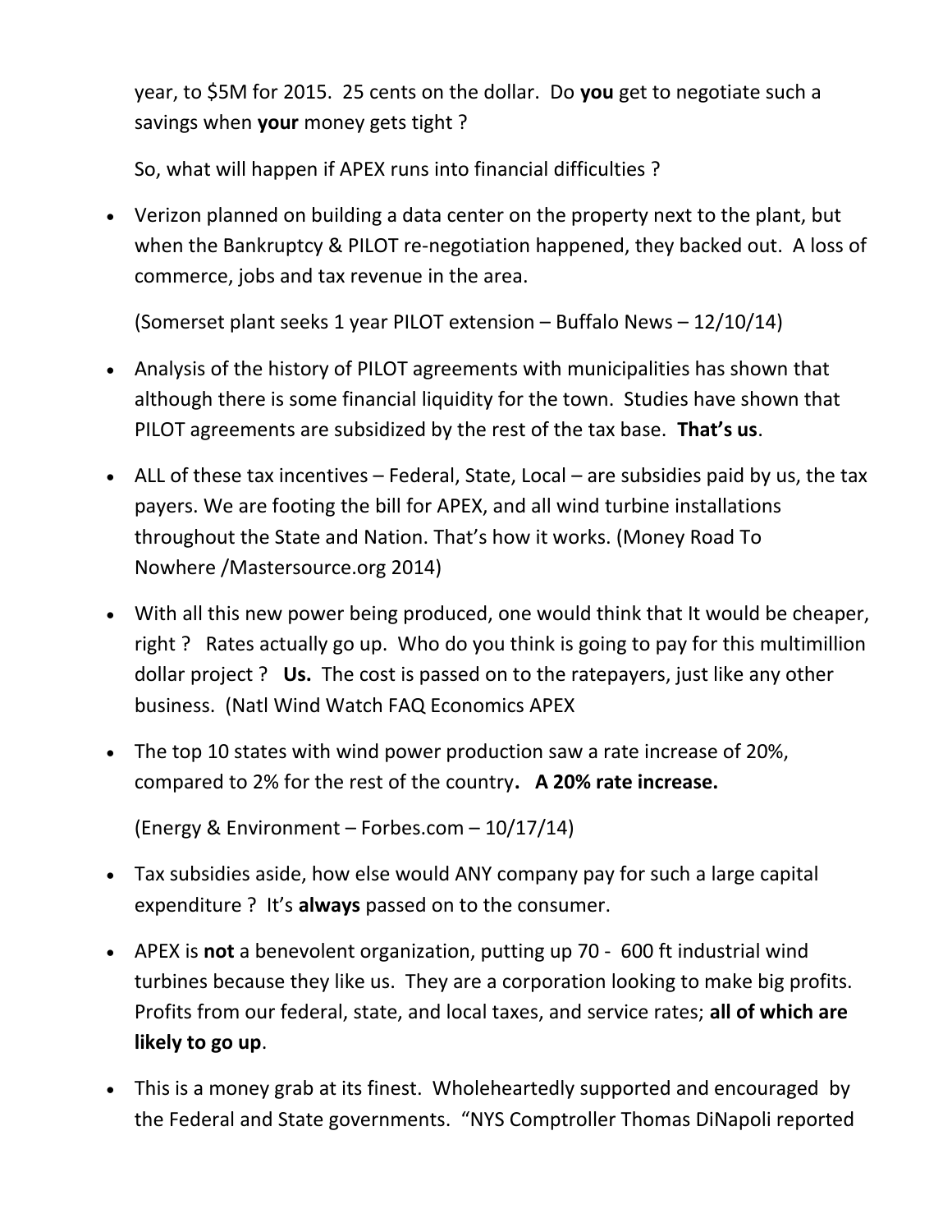year, to $5M for 2015. 25 cents on the dollar. Do **you** get to negotiate such a savings when **your** money gets tight ?

So, what will happen if APEX runs into financial difficulties ?

- Verizon planned on building a data center on the property next to the plant, but when the Bankruptcy & PILOT re-negotiation happened, they backed out. A loss of commerce, jobs and tax revenue in the area.

  (Somerset plant seeks 1 year PILOT extension – Buffalo News – 12/10/14)

- Analysis of the history of PILOT agreements with municipalities has shown that although there is some financial liquidity for the town. Studies have shown that PILOT agreements are subsidized by the rest of the tax base. **That's us**.

- ALL of these tax incentives – Federal, State, Local – are subsidies paid by us, the tax payers. We are footing the bill for APEX, and all wind turbine installations throughout the State and Nation. That's how it works. (Money Road To Nowhere /Mastersource.org 2014)

- With all this new power being produced, one would think that It would be cheaper, right ? Rates actually go up. Who do you think is going to pay for this multimillion dollar project ? **Us.** The cost is passed on to the ratepayers, just like any other business. (Natl Wind Watch FAQ Economics APEX

- The top 10 states with wind power production saw a rate increase of 20%, compared to 2% for the rest of the country**. A 20% rate increase.**

  (Energy & Environment – Forbes.com – 10/17/14)

- Tax subsidies aside, how else would ANY company pay for such a large capital expenditure ? It's **always** passed on to the consumer.

- APEX is **not** a benevolent organization, putting up 70 - 600 ft industrial wind turbines because they like us. They are a corporation looking to make big profits. Profits from our federal, state, and local taxes, and service rates; **all of which are likely to go up**.

- This is a money grab at its finest. Wholeheartedly supported and encouraged by the Federal and State governments. "NYS Comptroller Thomas DiNapoli reported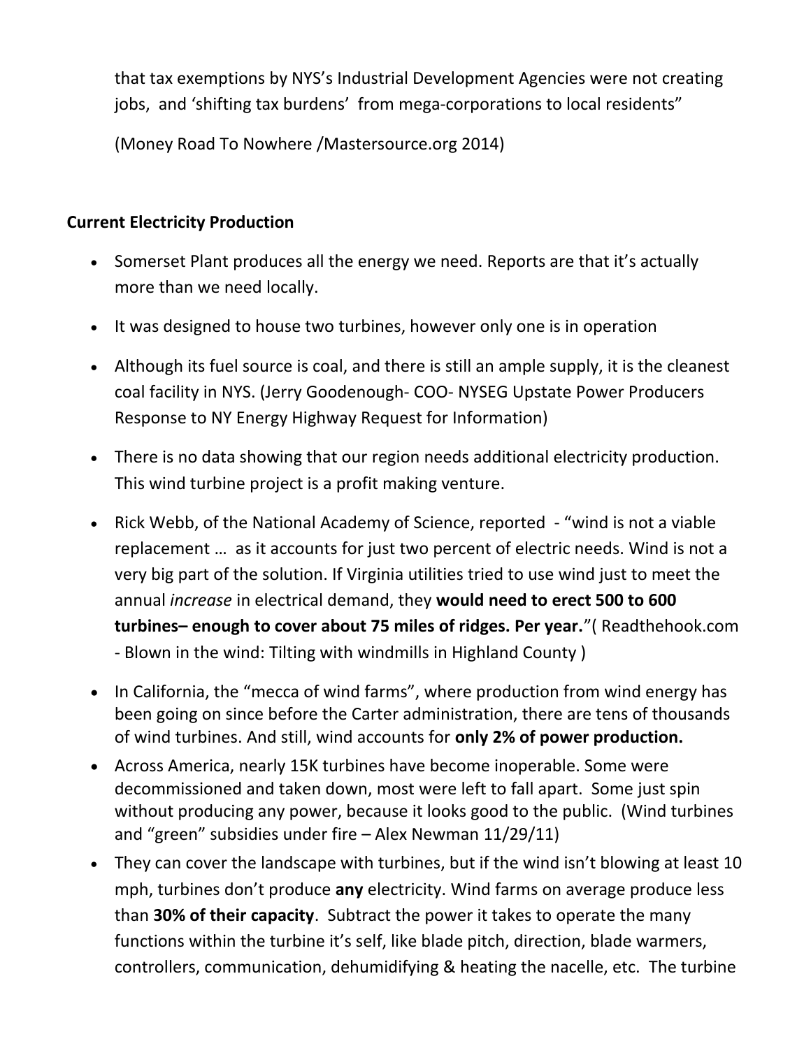that tax exemptions by NYS's Industrial Development Agencies were not creating jobs, and 'shifting tax burdens' from mega-corporations to local residents"

(Money Road To Nowhere /Mastersource.org 2014)

## Current Electricity Production

- Somerset Plant produces all the energy we need. Reports are that it's actually more than we need locally.
- It was designed to house two turbines, however only one is in operation
- Although its fuel source is coal, and there is still an ample supply, it is the cleanest coal facility in NYS. (Jerry Goodenough- COO- NYSEG Upstate Power Producers Response to NY Energy Highway Request for Information)
- There is no data showing that our region needs additional electricity production. This wind turbine project is a profit making venture.
- Rick Webb, of the National Academy of Science, reported - "wind is not a viable replacement … as it accounts for just two percent of electric needs. Wind is not a very big part of the solution. If Virginia utilities tried to use wind just to meet the annual *increase* in electrical demand, they **would need to erect 500 to 600 turbines– enough to cover about 75 miles of ridges. Per year.**"( Readthehook.com - Blown in the wind: Tilting with windmills in Highland County )
- In California, the "mecca of wind farms", where production from wind energy has been going on since before the Carter administration, there are tens of thousands of wind turbines. And still, wind accounts for **only 2% of power production.**
- Across America, nearly 15K turbines have become inoperable. Some were decommissioned and taken down, most were left to fall apart. Some just spin without producing any power, because it looks good to the public. (Wind turbines and "green" subsidies under fire – Alex Newman 11/29/11)
- They can cover the landscape with turbines, but if the wind isn't blowing at least 10 mph, turbines don't produce **any** electricity. Wind farms on average produce less than **30% of their capacity**. Subtract the power it takes to operate the many functions within the turbine it's self, like blade pitch, direction, blade warmers, controllers, communication, dehumidifying & heating the nacelle, etc. The turbine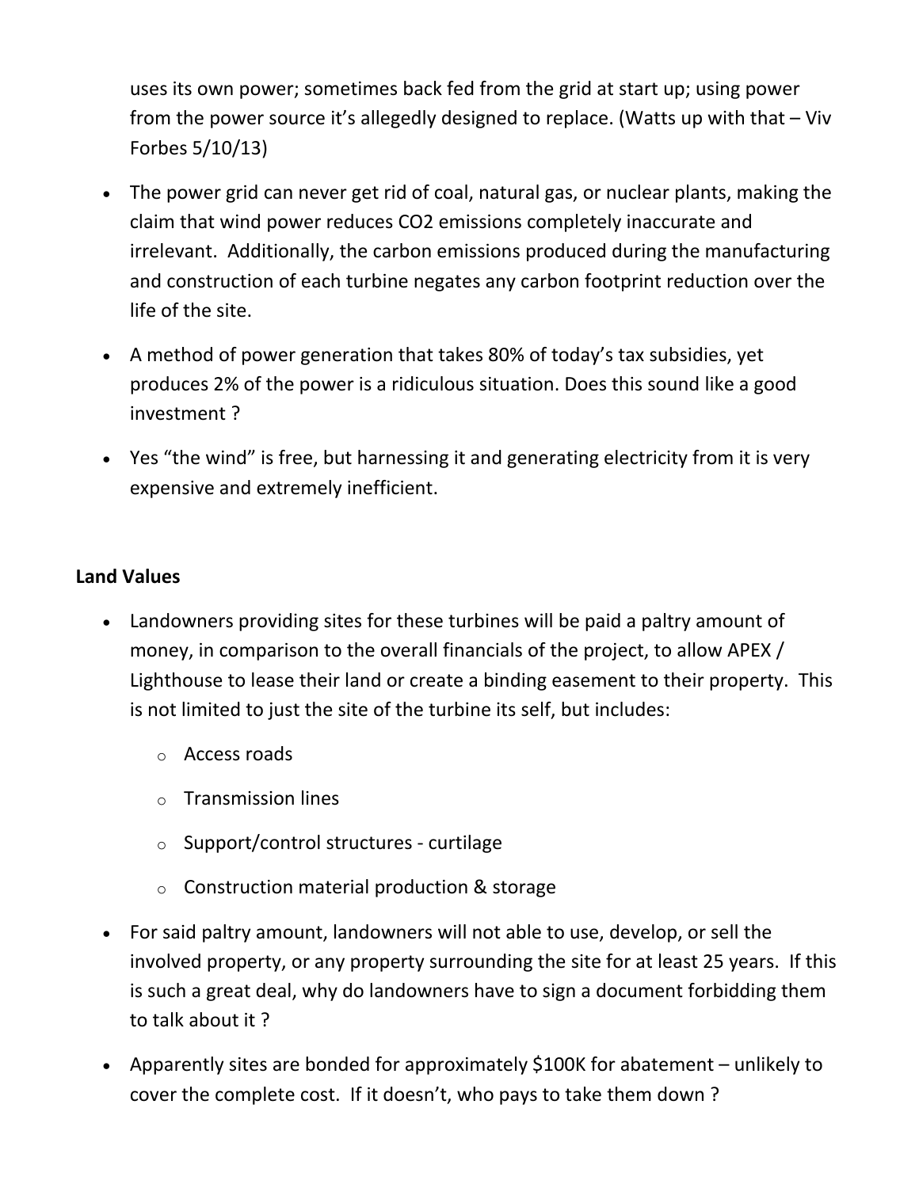uses its own power; sometimes back fed from the grid at start up; using power from the power source it's allegedly designed to replace. (Watts up with that – Viv Forbes 5/10/13)

- The power grid can never get rid of coal, natural gas, or nuclear plants, making the claim that wind power reduces $CO_2$ emissions completely inaccurate and irrelevant. Additionally, the carbon emissions produced during the manufacturing and construction of each turbine negates any carbon footprint reduction over the life of the site.
- A method of power generation that takes 80% of today's tax subsidies, yet produces 2% of the power is a ridiculous situation. Does this sound like a good investment ?
- Yes "the wind" is free, but harnessing it and generating electricity from it is very expensive and extremely inefficient.

**Land Values**

- Landowners providing sites for these turbines will be paid a paltry amount of money, in comparison to the overall financials of the project, to allow APEX / Lighthouse to lease their land or create a binding easement to their property. This is not limited to just the site of the turbine its self, but includes:
  - Access roads
  - Transmission lines
  - Support/control structures - curtilage
  - Construction material production & storage
- For said paltry amount, landowners will not able to use, develop, or sell the involved property, or any property surrounding the site for at least 25 years. If this is such a great deal, why do landowners have to sign a document forbidding them to talk about it ?
- Apparently sites are bonded for approximately $100K for abatement – unlikely to cover the complete cost. If it doesn't, who pays to take them down ?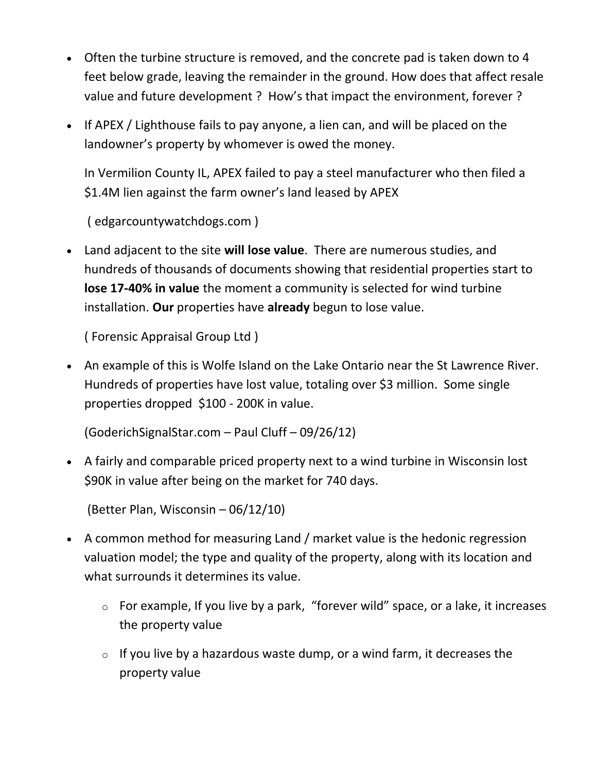- Often the turbine structure is removed, and the concrete pad is taken down to 4 feet below grade, leaving the remainder in the ground. How does that affect resale value and future development ? How's that impact the environment, forever ?

- If APEX / Lighthouse fails to pay anyone, a lien can, and will be placed on the landowner's property by whomever is owed the money.

  In Vermilion County IL, APEX failed to pay a steel manufacturer who then filed a $1.4M lien against the farm owner's land leased by APEX

  ( edgarcountywatchdogs.com )

- Land adjacent to the site **will lose value**. There are numerous studies, and hundreds of thousands of documents showing that residential properties start to **lose 17-40% in value** the moment a community is selected for wind turbine installation. **Our** properties have **already** begun to lose value.

  ( Forensic Appraisal Group Ltd )

- An example of this is Wolfe Island on the Lake Ontario near the St Lawrence River. Hundreds of properties have lost value, totaling over $3 million. Some single properties dropped $100 - 200K in value.

  (GoderichSignalStar.com – Paul Cluff – 09/26/12)

- A fairly and comparable priced property next to a wind turbine in Wisconsin lost $90K in value after being on the market for 740 days.

  (Better Plan, Wisconsin – 06/12/10)

- A common method for measuring Land / market value is the hedonic regression valuation model; the type and quality of the property, along with its location and what surrounds it determines its value.
  - For example, If you live by a park, "forever wild" space, or a lake, it increases the property value
  - If you live by a hazardous waste dump, or a wind farm, it decreases the property value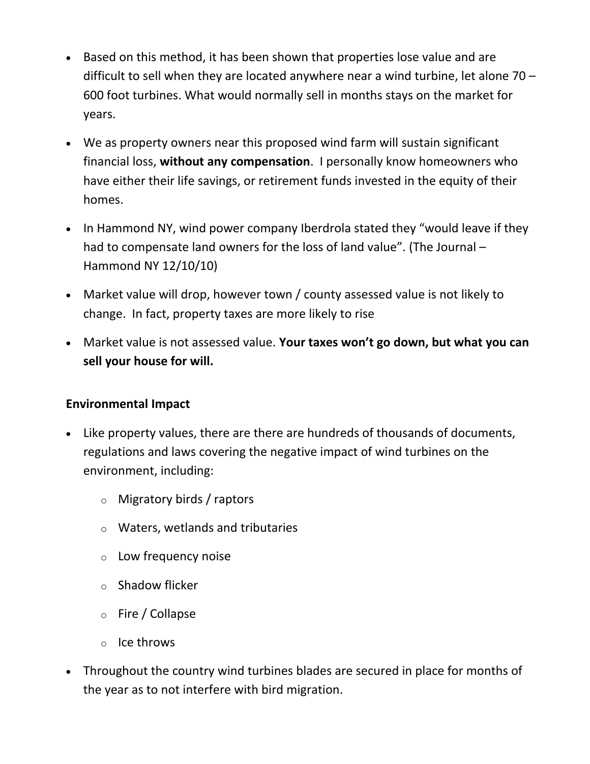- Based on this method, it has been shown that properties lose value and are difficult to sell when they are located anywhere near a wind turbine, let alone 70 – 600 foot turbines. What would normally sell in months stays on the market for years.
- We as property owners near this proposed wind farm will sustain significant financial loss, **without any compensation**. I personally know homeowners who have either their life savings, or retirement funds invested in the equity of their homes.
- In Hammond NY, wind power company Iberdrola stated they "would leave if they had to compensate land owners for the loss of land value". (The Journal – Hammond NY 12/10/10)
- Market value will drop, however town / county assessed value is not likely to change. In fact, property taxes are more likely to rise
- Market value is not assessed value. **Your taxes won't go down, but what you can sell your house for will.**

**Environmental Impact**

- Like property values, there are there are hundreds of thousands of documents, regulations and laws covering the negative impact of wind turbines on the environment, including:
  - Migratory birds / raptors
  - Waters, wetlands and tributaries
  - Low frequency noise
  - Shadow flicker
  - Fire / Collapse
  - Ice throws
- Throughout the country wind turbines blades are secured in place for months of the year as to not interfere with bird migration.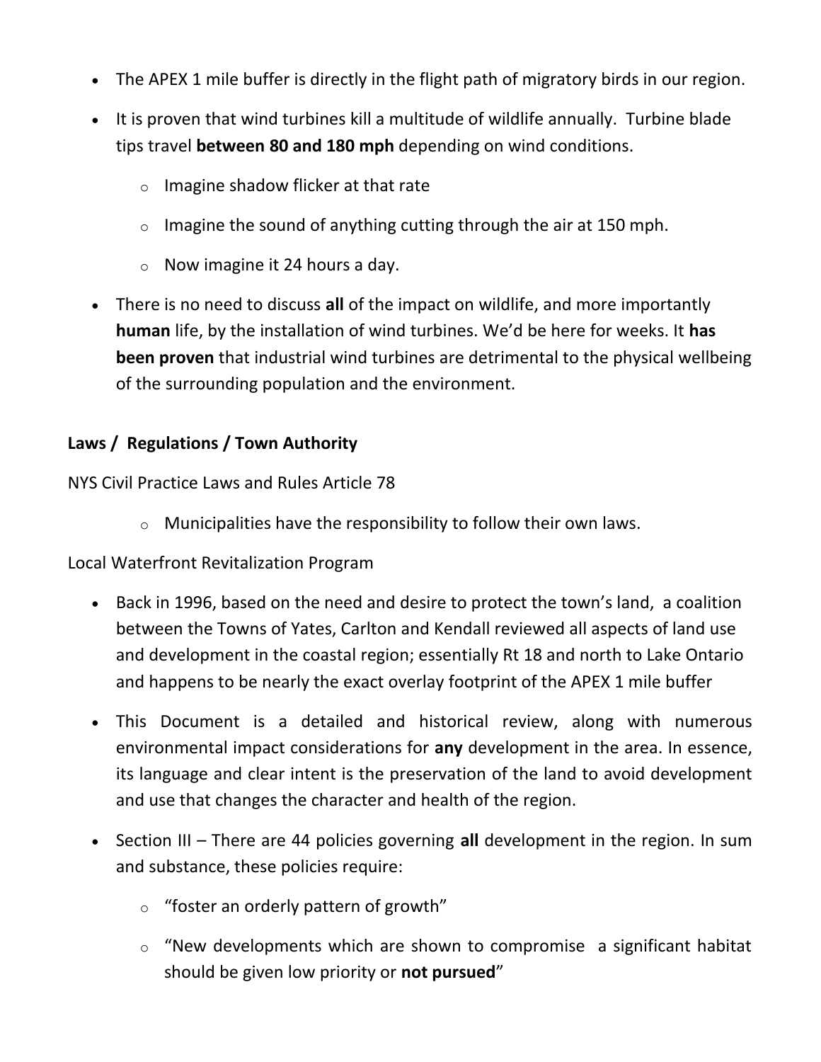- The APEX 1 mile buffer is directly in the flight path of migratory birds in our region.
- It is proven that wind turbines kill a multitude of wildlife annually. Turbine blade tips travel **between 80 and 180 mph** depending on wind conditions.
  - Imagine shadow flicker at that rate
  - Imagine the sound of anything cutting through the air at 150 mph.
  - Now imagine it 24 hours a day.
- There is no need to discuss **all** of the impact on wildlife, and more importantly **human** life, by the installation of wind turbines. We'd be here for weeks. It **has been proven** that industrial wind turbines are detrimental to the physical wellbeing of the surrounding population and the environment.

**Laws / Regulations / Town Authority**

NYS Civil Practice Laws and Rules Article 78

- Municipalities have the responsibility to follow their own laws.

Local Waterfront Revitalization Program

- Back in 1996, based on the need and desire to protect the town's land, a coalition between the Towns of Yates, Carlton and Kendall reviewed all aspects of land use and development in the coastal region; essentially Rt 18 and north to Lake Ontario and happens to be nearly the exact overlay footprint of the APEX 1 mile buffer
- This Document is a detailed and historical review, along with numerous environmental impact considerations for **any** development in the area. In essence, its language and clear intent is the preservation of the land to avoid development and use that changes the character and health of the region.
- Section III – There are 44 policies governing **all** development in the region. In sum and substance, these policies require:
  - "foster an orderly pattern of growth"
  - "New developments which are shown to compromise a significant habitat should be given low priority or **not pursued**"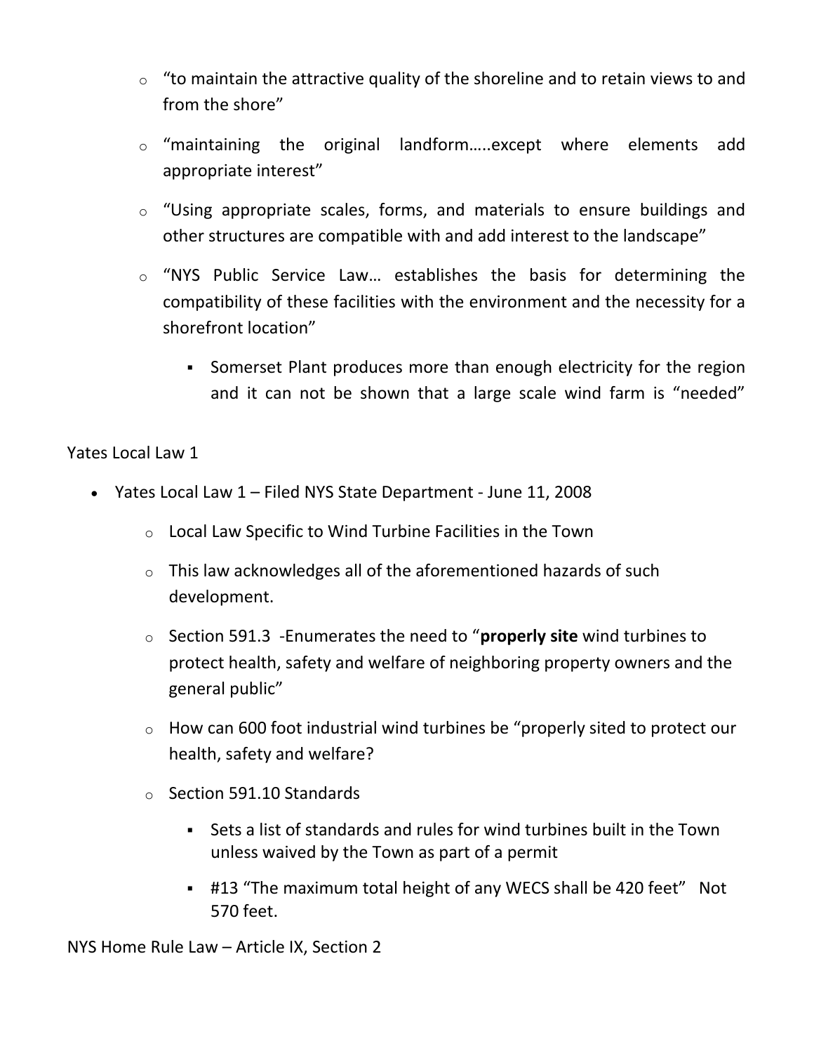- "to maintain the attractive quality of the shoreline and to retain views to and from the shore"
  - "maintaining the original landform…..except where elements add appropriate interest"
  - "Using appropriate scales, forms, and materials to ensure buildings and other structures are compatible with and add interest to the landscape"
  - "NYS Public Service Law… establishes the basis for determining the compatibility of these facilities with the environment and the necessity for a shorefront location"
    - Somerset Plant produces more than enough electricity for the region and it can not be shown that a large scale wind farm is "needed"

Yates Local Law 1

- Yates Local Law 1 – Filed NYS State Department - June 11, 2008
  - Local Law Specific to Wind Turbine Facilities in the Town
  - This law acknowledges all of the aforementioned hazards of such development.
  - Section 591.3 -Enumerates the need to "**properly site** wind turbines to protect health, safety and welfare of neighboring property owners and the general public"
  - How can 600 foot industrial wind turbines be "properly sited to protect our health, safety and welfare?
  - Section 591.10 Standards
    - Sets a list of standards and rules for wind turbines built in the Town unless waived by the Town as part of a permit
    - #13 "The maximum total height of any WECS shall be 420 feet" Not 570 feet.

NYS Home Rule Law – Article IX, Section 2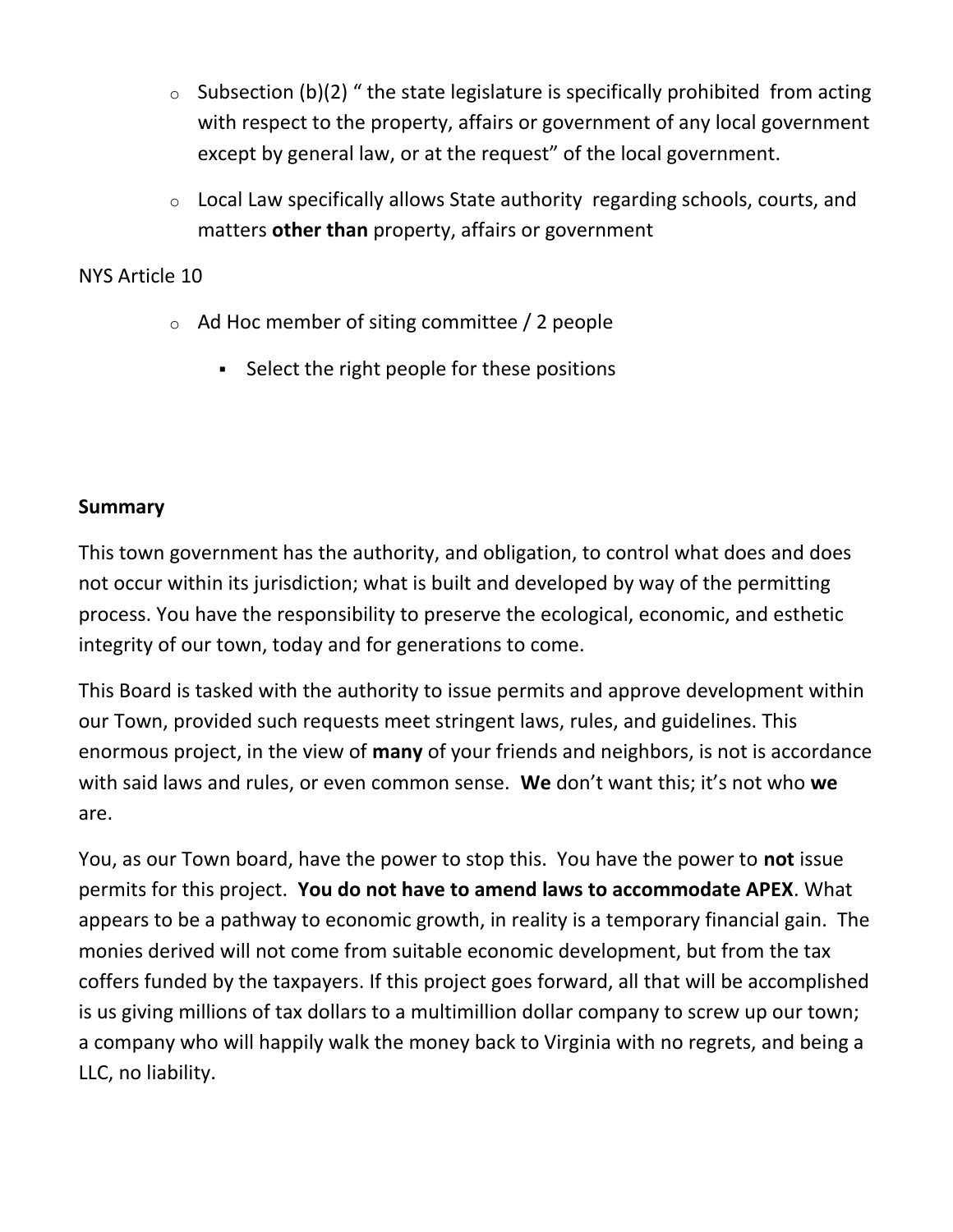- Subsection (b)(2) “ the state legislature is specifically prohibited from acting with respect to the property, affairs or government of any local government except by general law, or at the request” of the local government.
- Local Law specifically allows State authority regarding schools, courts, and matters **other than** property, affairs or government

NYS Article 10

- Ad Hoc member of siting committee / 2 people
  - Select the right people for these positions

**Summary**

This town government has the authority, and obligation, to control what does and does not occur within its jurisdiction; what is built and developed by way of the permitting process. You have the responsibility to preserve the ecological, economic, and esthetic integrity of our town, today and for generations to come.

This Board is tasked with the authority to issue permits and approve development within our Town, provided such requests meet stringent laws, rules, and guidelines. This enormous project, in the view of **many** of your friends and neighbors, is not is accordance with said laws and rules, or even common sense. **We** don’t want this; it’s not who **we** are.

You, as our Town board, have the power to stop this. You have the power to **not** issue permits for this project. **You do not have to amend laws to accommodate APEX**. What appears to be a pathway to economic growth, in reality is a temporary financial gain. The monies derived will not come from suitable economic development, but from the tax coffers funded by the taxpayers. If this project goes forward, all that will be accomplished is us giving millions of tax dollars to a multimillion dollar company to screw up our town; a company who will happily walk the money back to Virginia with no regrets, and being a LLC, no liability.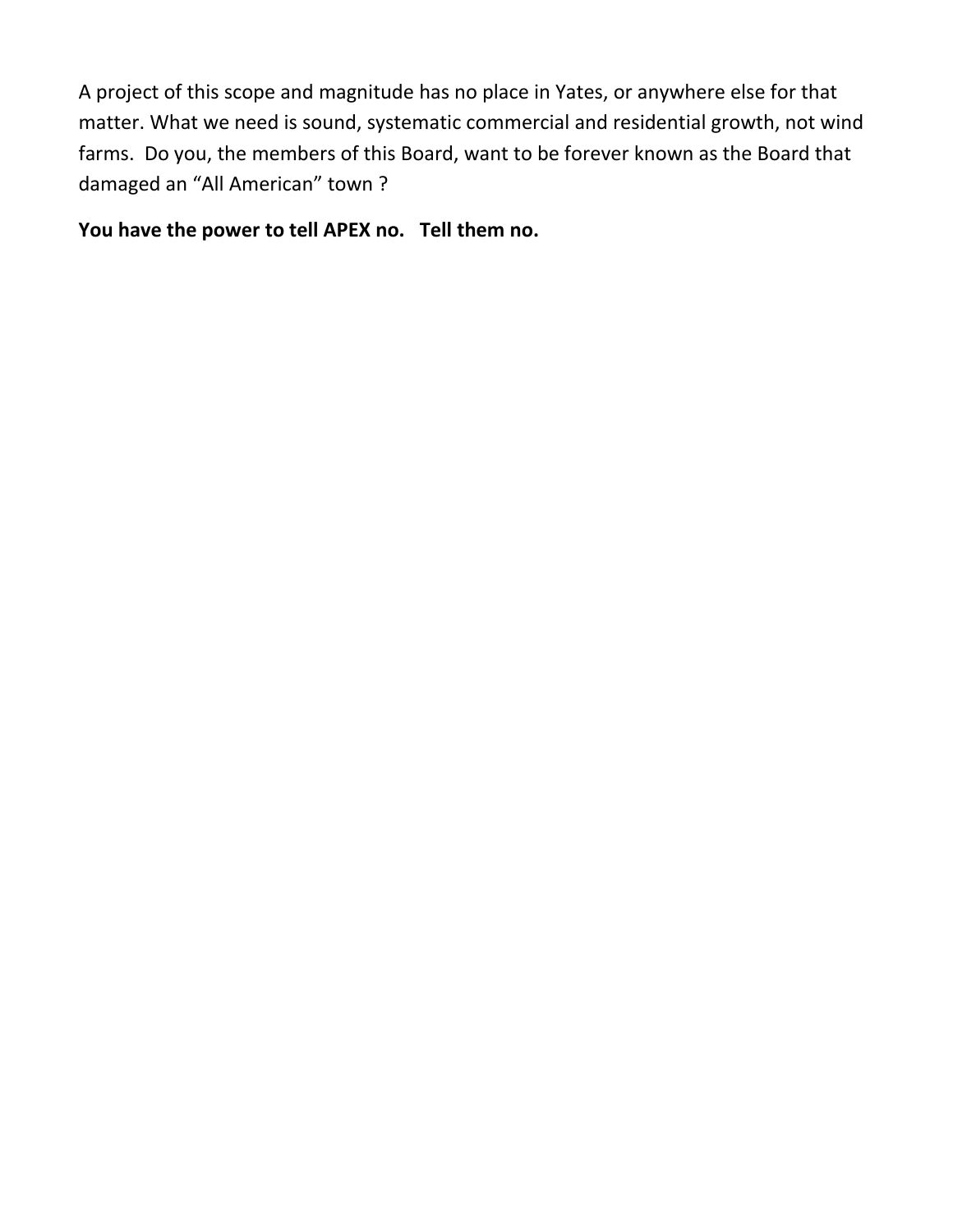A project of this scope and magnitude has no place in Yates, or anywhere else for that matter. What we need is sound, systematic commercial and residential growth, not wind farms. Do you, the members of this Board, want to be forever known as the Board that damaged an "All American" town ?

**You have the power to tell APEX no. Tell them no.**